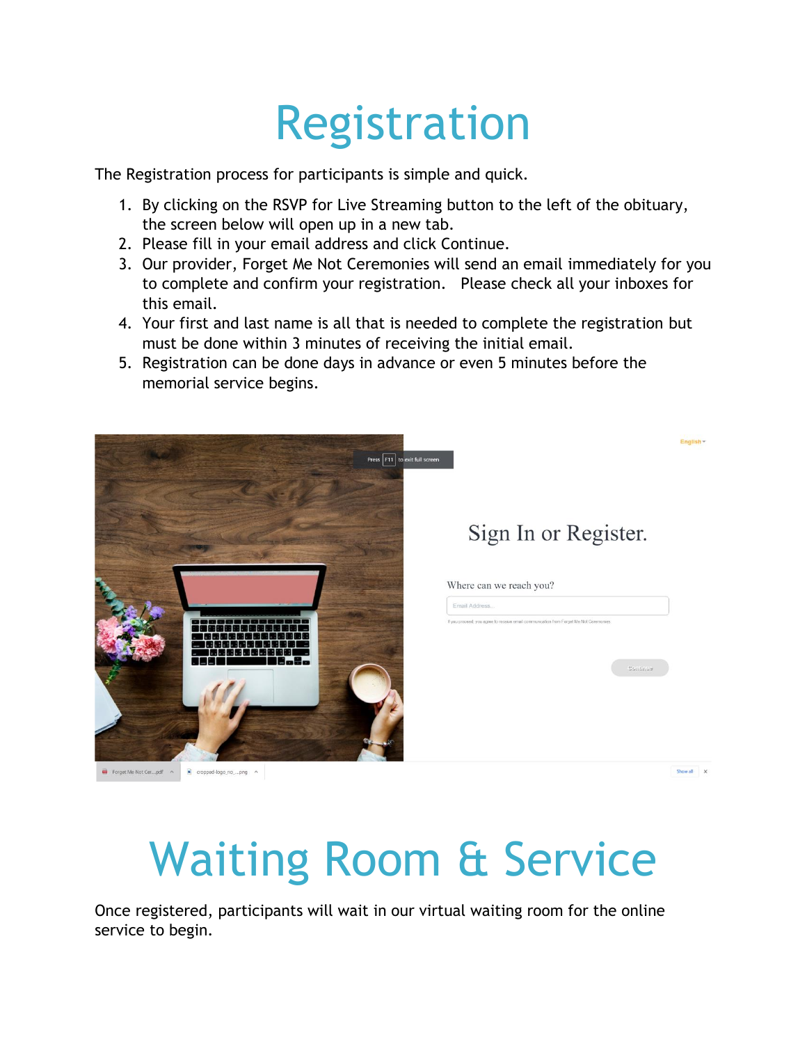# Registration

The Registration process for participants is simple and quick.

1. By clicking on the RSVP for Live Streaming button to the left of the obituary, the screen below will open up in a new tab.
2. Please fill in your email address and click Continue.
3. Our provider, Forget Me Not Ceremonies will send an email immediately for you to complete and confirm your registration. Please check all your inboxes for this email.
4. Your first and last name is all that is needed to complete the registration but must be done within 3 minutes of receiving the initial email.
5. Registration can be done days in advance or even 5 minutes before the memorial service begins.

# Waiting Room & Service

Once registered, participants will wait in our virtual waiting room for the online service to begin.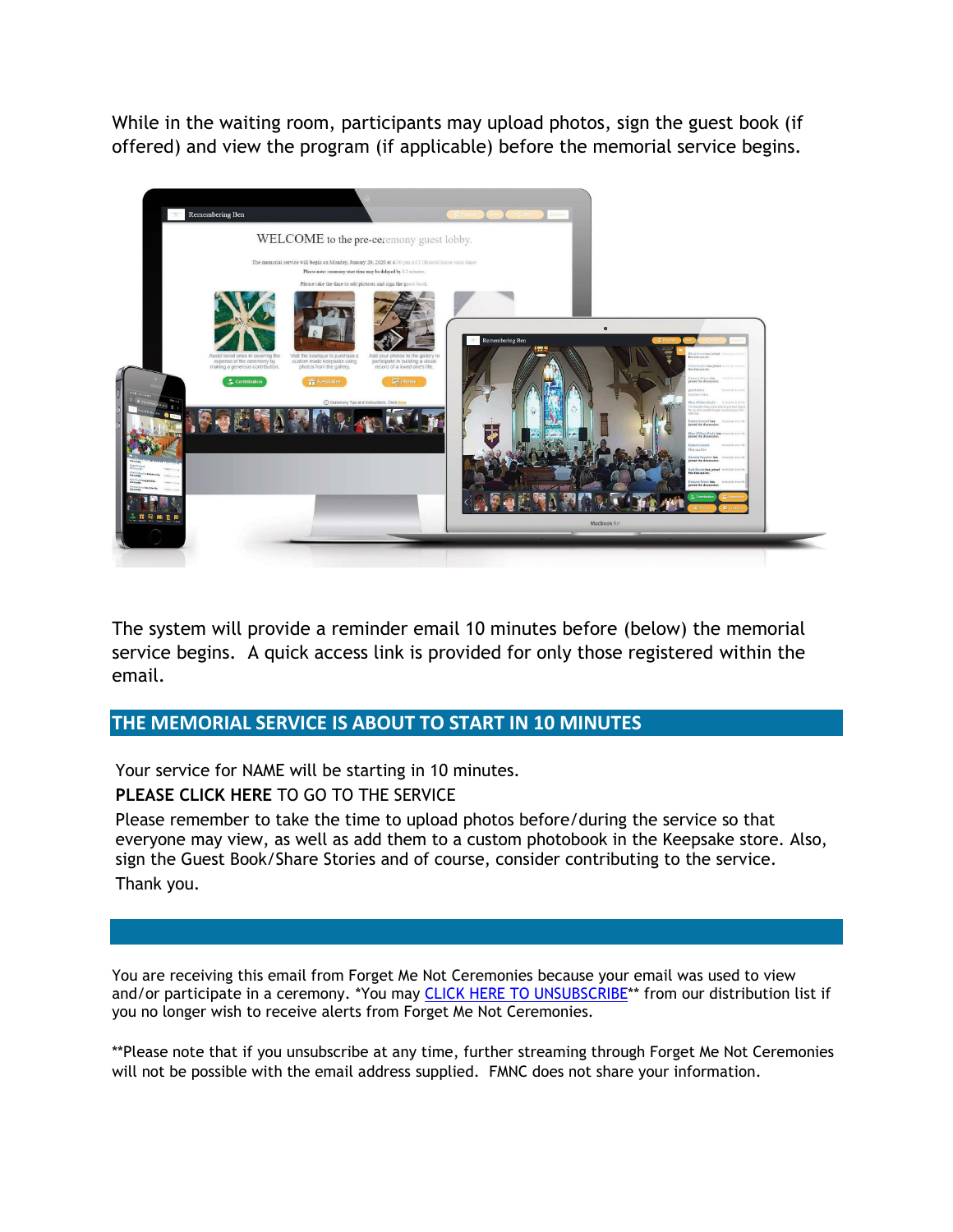While in the waiting room, participants may upload photos, sign the guest book (if offered) and view the program (if applicable) before the memorial service begins.

The system will provide a reminder email 10 minutes before (below) the memorial service begins. A quick access link is provided for only those registered within the email.

## THE MEMORIAL SERVICE IS ABOUT TO START IN 10 MINUTES

Your service for NAME will be starting in 10 minutes.

**PLEASE CLICK HERE** TO GO TO THE SERVICE

Please remember to take the time to upload photos before/during the service so that everyone may view, as well as add them to a custom photobook in the Keepsake store. Also, sign the Guest Book/Share Stories and of course, consider contributing to the service.

Thank you.

You are receiving this email from Forget Me Not Ceremonies because your email was used to view and/or participate in a ceremony. *You may CLICK HERE TO UNSUBSCRIBE** from our distribution list if you no longer wish to receive alerts from Forget Me Not Ceremonies.

**Please note that if you unsubscribe at any time, further streaming through Forget Me Not Ceremonies will not be possible with the email address supplied. FMNC does not share your information.